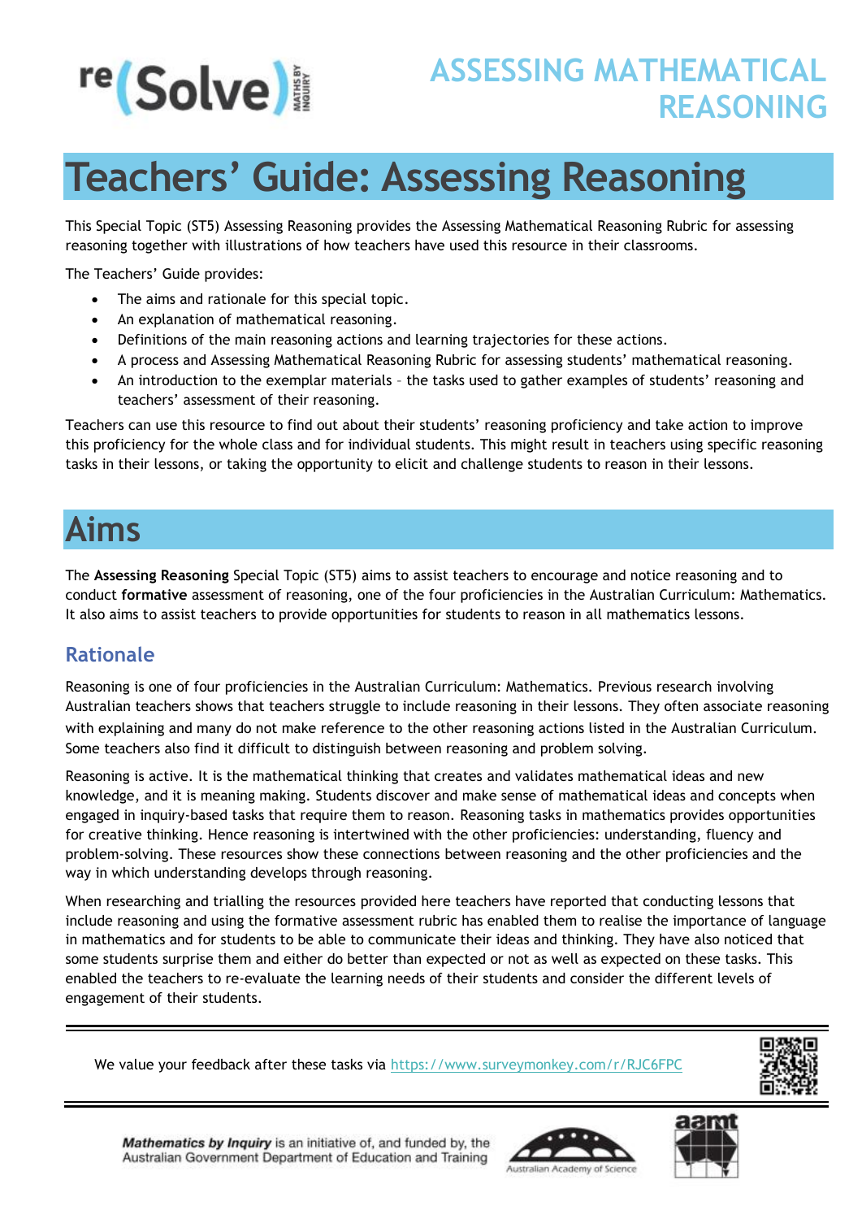ASSESSING MATHEMATICAL REASONING

# Teachers' Guide: Assessing Reasoning

This Special Topic (ST5) Assessing Reasoning provides the Assessing Mathematical Reasoning Rubric for assessing reasoning together with illustrations of how teachers have used this resource in their classrooms.

The Teachers' Guide provides:

- The aims and rationale for this special topic.
- An explanation of mathematical reasoning.
- Definitions of the main reasoning actions and learning trajectories for these actions.
- A process and Assessing Mathematical Reasoning Rubric for assessing students' mathematical reasoning.
- An introduction to the exemplar materials – the tasks used to gather examples of students' reasoning and teachers' assessment of their reasoning.

Teachers can use this resource to find out about their students' reasoning proficiency and take action to improve this proficiency for the whole class and for individual students. This might result in teachers using specific reasoning tasks in their lessons, or taking the opportunity to elicit and challenge students to reason in their lessons.

# Aims

The **Assessing Reasoning** Special Topic (ST5) aims to assist teachers to encourage and notice reasoning and to conduct **formative** assessment of reasoning, one of the four proficiencies in the Australian Curriculum: Mathematics. It also aims to assist teachers to provide opportunities for students to reason in all mathematics lessons.

## Rationale

Reasoning is one of four proficiencies in the Australian Curriculum: Mathematics. Previous research involving Australian teachers shows that teachers struggle to include reasoning in their lessons. They often associate reasoning with explaining and many do not make reference to the other reasoning actions listed in the Australian Curriculum. Some teachers also find it difficult to distinguish between reasoning and problem solving.

Reasoning is active. It is the mathematical thinking that creates and validates mathematical ideas and new knowledge, and it is meaning making. Students discover and make sense of mathematical ideas and concepts when engaged in inquiry-based tasks that require them to reason. Reasoning tasks in mathematics provides opportunities for creative thinking. Hence reasoning is intertwined with the other proficiencies: understanding, fluency and problem-solving. These resources show these connections between reasoning and the other proficiencies and the way in which understanding develops through reasoning.

When researching and trialling the resources provided here teachers have reported that conducting lessons that include reasoning and using the formative assessment rubric has enabled them to realise the importance of language in mathematics and for students to be able to communicate their ideas and thinking. They have also noticed that some students surprise them and either do better than expected or not as well as expected on these tasks. This enabled the teachers to re-evaluate the learning needs of their students and consider the different levels of engagement of their students.

We value your feedback after these tasks via https://www.surveymonkey.com/r/RJC6FPC

***Mathematics by Inquiry*** is an initiative of, and funded by, the Australian Government Department of Education and Training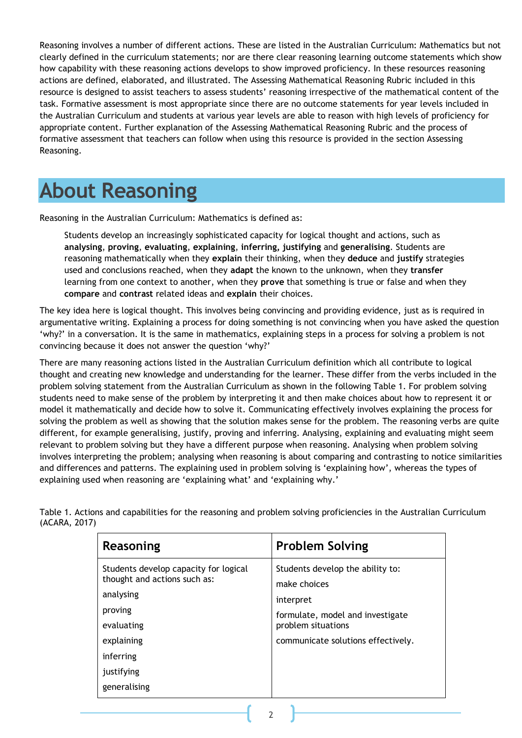Reasoning involves a number of different actions. These are listed in the Australian Curriculum: Mathematics but not clearly defined in the curriculum statements; nor are there clear reasoning learning outcome statements which show how capability with these reasoning actions develops to show improved proficiency. In these resources reasoning actions are defined, elaborated, and illustrated. The Assessing Mathematical Reasoning Rubric included in this resource is designed to assist teachers to assess students' reasoning irrespective of the mathematical content of the task. Formative assessment is most appropriate since there are no outcome statements for year levels included in the Australian Curriculum and students at various year levels are able to reason with high levels of proficiency for appropriate content. Further explanation of the Assessing Mathematical Reasoning Rubric and the process of formative assessment that teachers can follow when using this resource is provided in the section Assessing Reasoning.

# About Reasoning

Reasoning in the Australian Curriculum: Mathematics is defined as:

> Students develop an increasingly sophisticated capacity for logical thought and actions, such as **analysing**, **proving**, **evaluating**, **explaining**, **inferring, justifying** and **generalising**. Students are reasoning mathematically when they **explain** their thinking, when they **deduce** and **justify** strategies used and conclusions reached, when they **adapt** the known to the unknown, when they **transfer** learning from one context to another, when they **prove** that something is true or false and when they **compare** and **contrast** related ideas and **explain** their choices.

The key idea here is logical thought. This involves being convincing and providing evidence, just as is required in argumentative writing. Explaining a process for doing something is not convincing when you have asked the question 'why?' in a conversation. It is the same in mathematics, explaining steps in a process for solving a problem is not convincing because it does not answer the question 'why?'

There are many reasoning actions listed in the Australian Curriculum definition which all contribute to logical thought and creating new knowledge and understanding for the learner. These differ from the verbs included in the problem solving statement from the Australian Curriculum as shown in the following Table 1. For problem solving students need to make sense of the problem by interpreting it and then make choices about how to represent it or model it mathematically and decide how to solve it. Communicating effectively involves explaining the process for solving the problem as well as showing that the solution makes sense for the problem. The reasoning verbs are quite different, for example generalising, justify, proving and inferring. Analysing, explaining and evaluating might seem relevant to problem solving but they have a different purpose when reasoning. Analysing when problem solving involves interpreting the problem; analysing when reasoning is about comparing and contrasting to notice similarities and differences and patterns. The explaining used in problem solving is 'explaining how', whereas the types of explaining used when reasoning are 'explaining what' and 'explaining why.'

Table 1. Actions and capabilities for the reasoning and problem solving proficiencies in the Australian Curriculum (ACARA, 2017)

| Reasoning | Problem Solving |
|---|---|
| Students develop capacity for logical thought and actions such as: | Students develop the ability to: |
| analysing | make choices |
| proving | interpret |
| evaluating | formulate, model and investigate problem situations |
| explaining | communicate solutions effectively. |
| inferring | |
| justifying | |
| generalising | |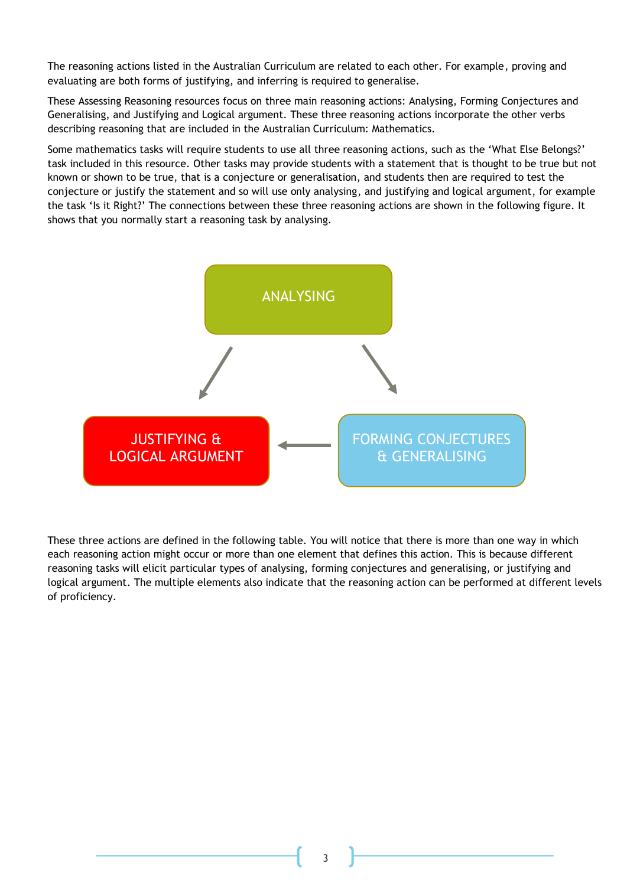The reasoning actions listed in the Australian Curriculum are related to each other. For example, proving and evaluating are both forms of justifying, and inferring is required to generalise.

These Assessing Reasoning resources focus on three main reasoning actions: Analysing, Forming Conjectures and Generalising, and Justifying and Logical argument. These three reasoning actions incorporate the other verbs describing reasoning that are included in the Australian Curriculum: Mathematics.

Some mathematics tasks will require students to use all three reasoning actions, such as the 'What Else Belongs?' task included in this resource. Other tasks may provide students with a statement that is thought to be true but not known or shown to be true, that is a conjecture or generalisation, and students then are required to test the conjecture or justify the statement and so will use only analysing, and justifying and logical argument, for example the task 'Is it Right?' The connections between these three reasoning actions are shown in the following figure. It shows that you normally start a reasoning task by analysing.

ANALYSING

JUSTIFYING & LOGICAL ARGUMENT

FORMING CONJECTURES & GENERALISING

These three actions are defined in the following table. You will notice that there is more than one way in which each reasoning action might occur or more than one element that defines this action. This is because different reasoning tasks will elicit particular types of analysing, forming conjectures and generalising, or justifying and logical argument. The multiple elements also indicate that the reasoning action can be performed at different levels of proficiency.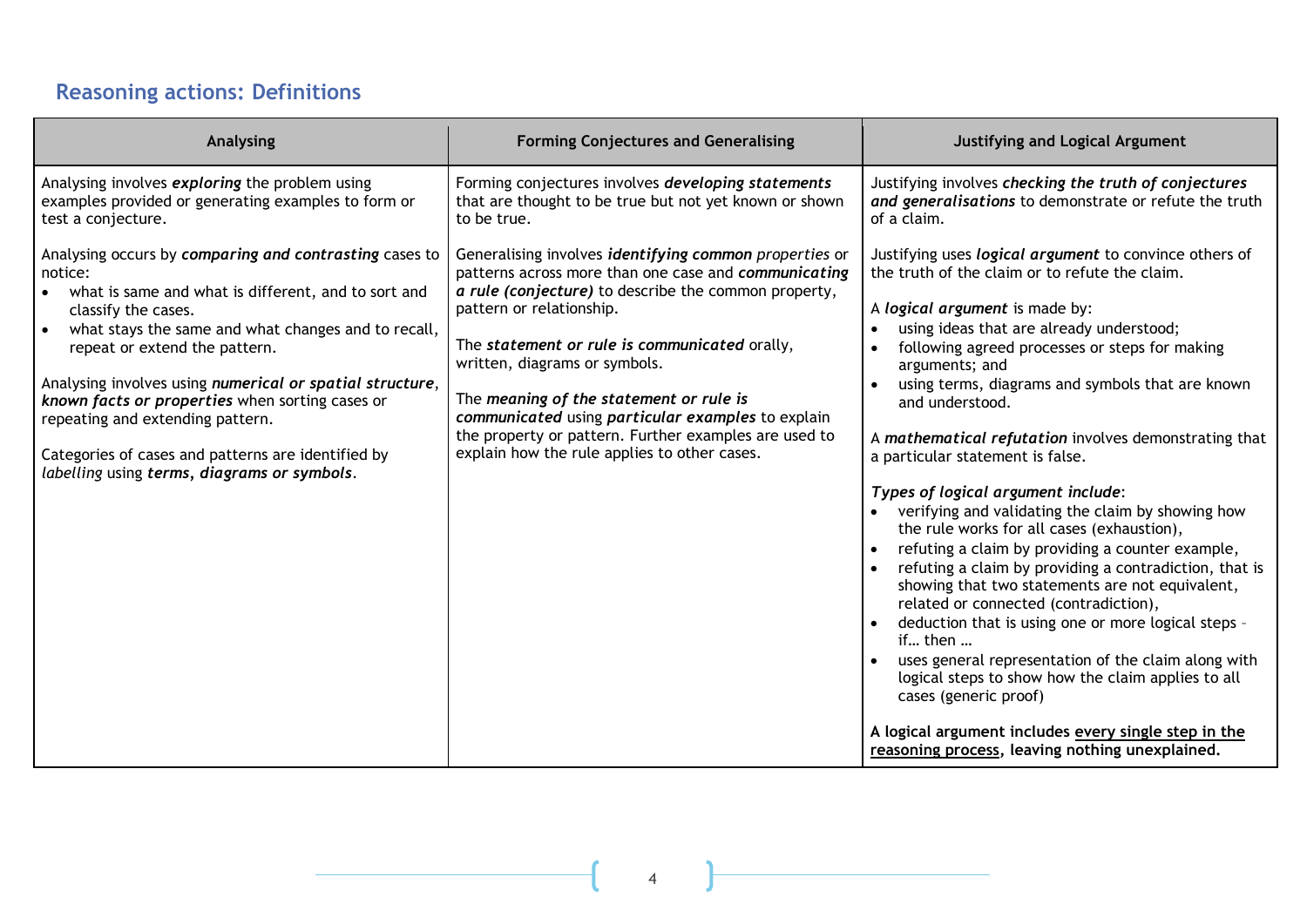## Reasoning actions: Definitions

| Analysing | Forming Conjectures and Generalising | Justifying and Logical Argument |
|---|---|---|
| Analysing involves ***exploring*** the problem using examples provided or generating examples to form or test a conjecture.<br><br>Analysing occurs by ***comparing and contrasting*** cases to notice:<br>• what is same and what is different, and to sort and classify the cases.<br>• what stays the same and what changes and to recall, repeat or extend the pattern.<br><br>Analysing involves using ***numerical or spatial structure***, ***known facts or properties*** when sorting cases or repeating and extending pattern.<br><br>Categories of cases and patterns are identified by *labelling* using ***terms, diagrams or symbols***. | Forming conjectures involves ***developing statements*** that are thought to be true but not yet known or shown to be true.<br><br>Generalising involves ***identifying common*** *properties* or patterns across more than one case and ***communicating a rule (conjecture)*** to describe the common property, pattern or relationship.<br><br>The ***statement or rule is communicated*** orally, written, diagrams or symbols.<br><br>The ***meaning of the statement or rule is communicated*** using ***particular examples*** to explain the property or pattern. Further examples are used to explain how the rule applies to other cases. | Justifying involves ***checking the truth of conjectures and generalisations*** to demonstrate or refute the truth of a claim.<br><br>Justifying uses ***logical argument*** to convince others of the truth of the claim or to refute the claim.<br><br>A ***logical argument*** is made by:<br>• using ideas that are already understood;<br>• following agreed processes or steps for making arguments; and<br>• using terms, diagrams and symbols that are known and understood.<br><br>A ***mathematical refutation*** involves demonstrating that a particular statement is false.<br><br>***Types of logical argument include***:<br>• verifying and validating the claim by showing how the rule works for all cases (exhaustion),<br>• refuting a claim by providing a counter example,<br>• refuting a claim by providing a contradiction, that is showing that two statements are not equivalent, related or connected (contradiction),<br>• deduction that is using one or more logical steps – if… then …<br>• uses general representation of the claim along with logical steps to show how the claim applies to all cases (generic proof)<br><br>**A logical argument includes <u>every single step in the reasoning process</u>, leaving nothing unexplained.** |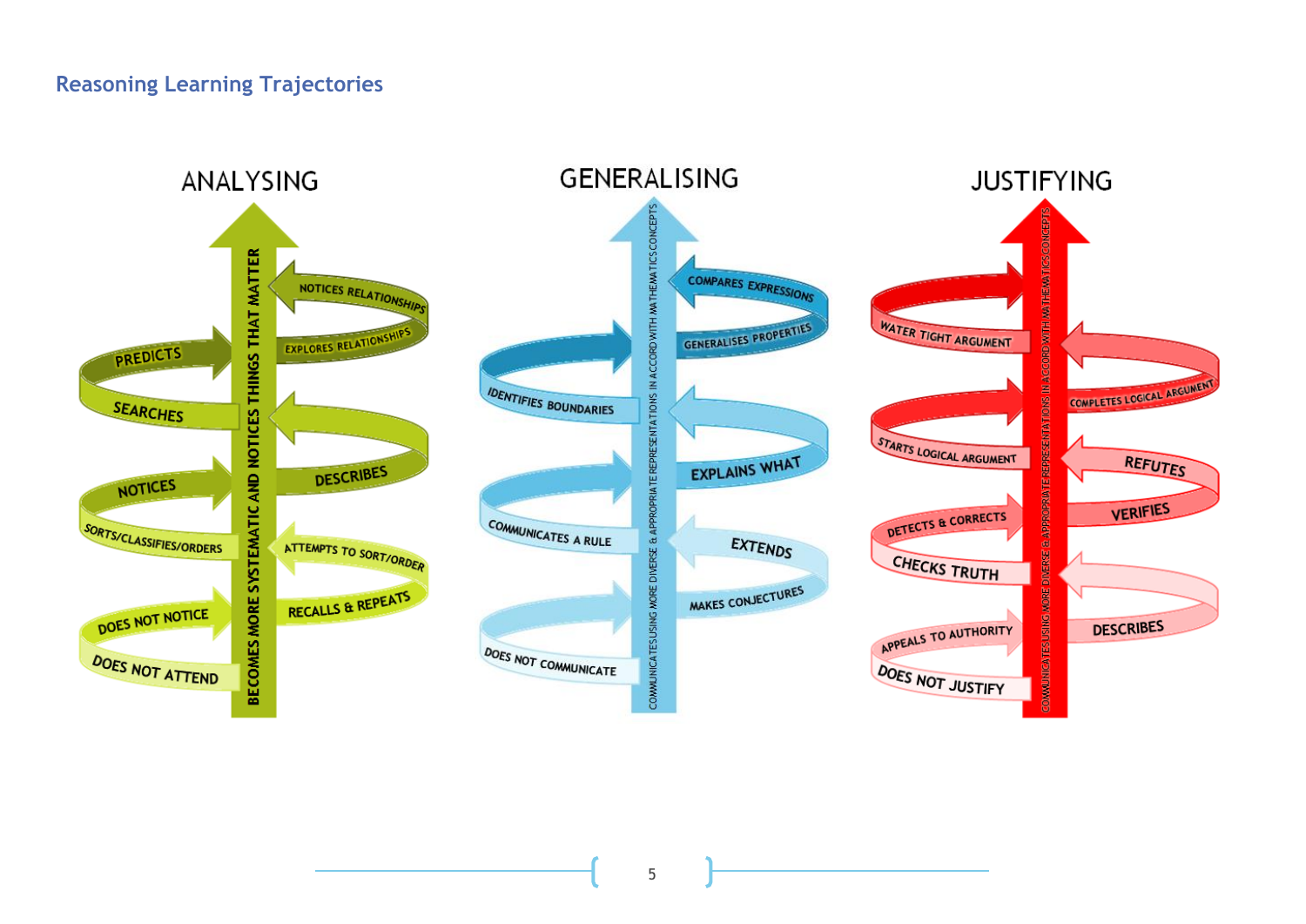## Reasoning Learning Trajectories

### ANALYSING

BECOMES MORE SYSTEMATIC AND NOTICES THINGS THAT MATTER

- NOTICES RELATIONSHIPS
- EXPLORES RELATIONSHIPS
- PREDICTS
- SEARCHES
- DESCRIBES
- NOTICES
- SORTS/CLASSIFIES/ORDERS
- ATTEMPTS TO SORT/ORDER
- RECALLS & REPEATS
- DOES NOT NOTICE
- DOES NOT ATTEND

### GENERALISING

COMMUNICATES USING MORE DIVERSE & APPROPRIATE REPRESENTATIONS IN ACCORD WITH MATHEMATICS CONCEPTS

- COMPARES EXPRESSIONS
- GENERALISES PROPERTIES
- IDENTIFIES BOUNDARIES
- EXPLAINS WHAT
- COMMUNICATES A RULE
- EXTENDS
- MAKES CONJECTURES
- DOES NOT COMMUNICATE

### JUSTIFYING

COMMUNICATES USING MORE DIVERSE & APPROPRIATE REPRESENTATIONS IN ACCORD WITH MATHEMATICS CONCEPTS

- WATER TIGHT ARGUMENT
- COMPLETES LOGICAL ARGUMENT
- STARTS LOGICAL ARGUMENT
- REFUTES
- VERIFIES
- DETECTS & CORRECTS
- CHECKS TRUTH
- DESCRIBES
- APPEALS TO AUTHORITY
- DOES NOT JUSTIFY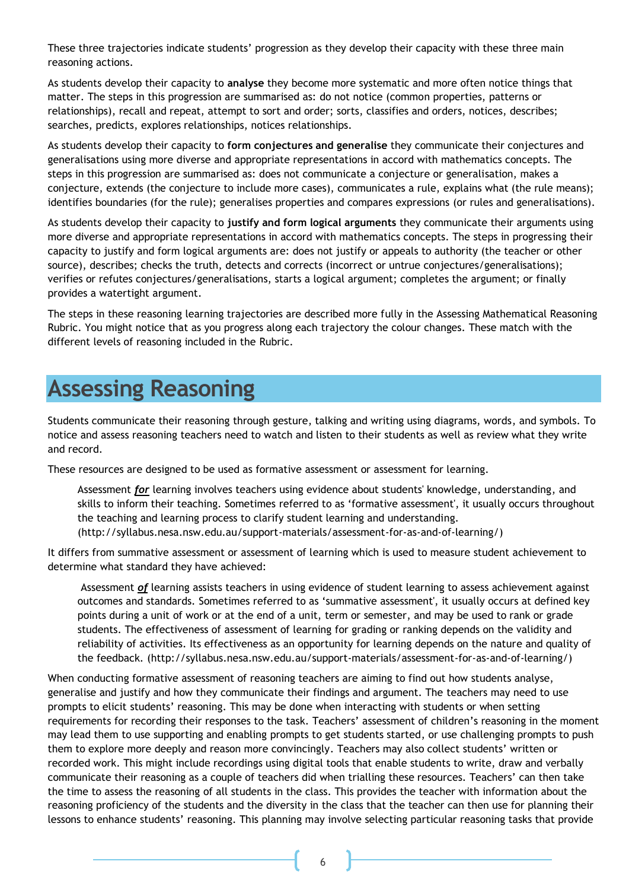These three trajectories indicate students' progression as they develop their capacity with these three main reasoning actions.

As students develop their capacity to **analyse** they become more systematic and more often notice things that matter. The steps in this progression are summarised as: do not notice (common properties, patterns or relationships), recall and repeat, attempt to sort and order; sorts, classifies and orders, notices, describes; searches, predicts, explores relationships, notices relationships.

As students develop their capacity to **form conjectures and generalise** they communicate their conjectures and generalisations using more diverse and appropriate representations in accord with mathematics concepts. The steps in this progression are summarised as: does not communicate a conjecture or generalisation, makes a conjecture, extends (the conjecture to include more cases), communicates a rule, explains what (the rule means); identifies boundaries (for the rule); generalises properties and compares expressions (or rules and generalisations).

As students develop their capacity to **justify and form logical arguments** they communicate their arguments using more diverse and appropriate representations in accord with mathematics concepts. The steps in progressing their capacity to justify and form logical arguments are: does not justify or appeals to authority (the teacher or other source), describes; checks the truth, detects and corrects (incorrect or untrue conjectures/generalisations); verifies or refutes conjectures/generalisations, starts a logical argument; completes the argument; or finally provides a watertight argument.

The steps in these reasoning learning trajectories are described more fully in the Assessing Mathematical Reasoning Rubric. You might notice that as you progress along each trajectory the colour changes. These match with the different levels of reasoning included in the Rubric.

# Assessing Reasoning

Students communicate their reasoning through gesture, talking and writing using diagrams, words, and symbols. To notice and assess reasoning teachers need to watch and listen to their students as well as review what they write and record.

These resources are designed to be used as formative assessment or assessment for learning.

> Assessment ***for*** learning involves teachers using evidence about students' knowledge, understanding, and skills to inform their teaching. Sometimes referred to as 'formative assessment', it usually occurs throughout the teaching and learning process to clarify student learning and understanding. (http://syllabus.nesa.nsw.edu.au/support-materials/assessment-for-as-and-of-learning/)

It differs from summative assessment or assessment of learning which is used to measure student achievement to determine what standard they have achieved:

> Assessment ***of*** learning assists teachers in using evidence of student learning to assess achievement against outcomes and standards. Sometimes referred to as 'summative assessment', it usually occurs at defined key points during a unit of work or at the end of a unit, term or semester, and may be used to rank or grade students. The effectiveness of assessment of learning for grading or ranking depends on the validity and reliability of activities. Its effectiveness as an opportunity for learning depends on the nature and quality of the feedback. (http://syllabus.nesa.nsw.edu.au/support-materials/assessment-for-as-and-of-learning/)

When conducting formative assessment of reasoning teachers are aiming to find out how students analyse, generalise and justify and how they communicate their findings and argument. The teachers may need to use prompts to elicit students' reasoning. This may be done when interacting with students or when setting requirements for recording their responses to the task. Teachers' assessment of children's reasoning in the moment may lead them to use supporting and enabling prompts to get students started, or use challenging prompts to push them to explore more deeply and reason more convincingly. Teachers may also collect students' written or recorded work. This might include recordings using digital tools that enable students to write, draw and verbally communicate their reasoning as a couple of teachers did when trialling these resources. Teachers' can then take the time to assess the reasoning of all students in the class. This provides the teacher with information about the reasoning proficiency of the students and the diversity in the class that the teacher can then use for planning their lessons to enhance students' reasoning. This planning may involve selecting particular reasoning tasks that provide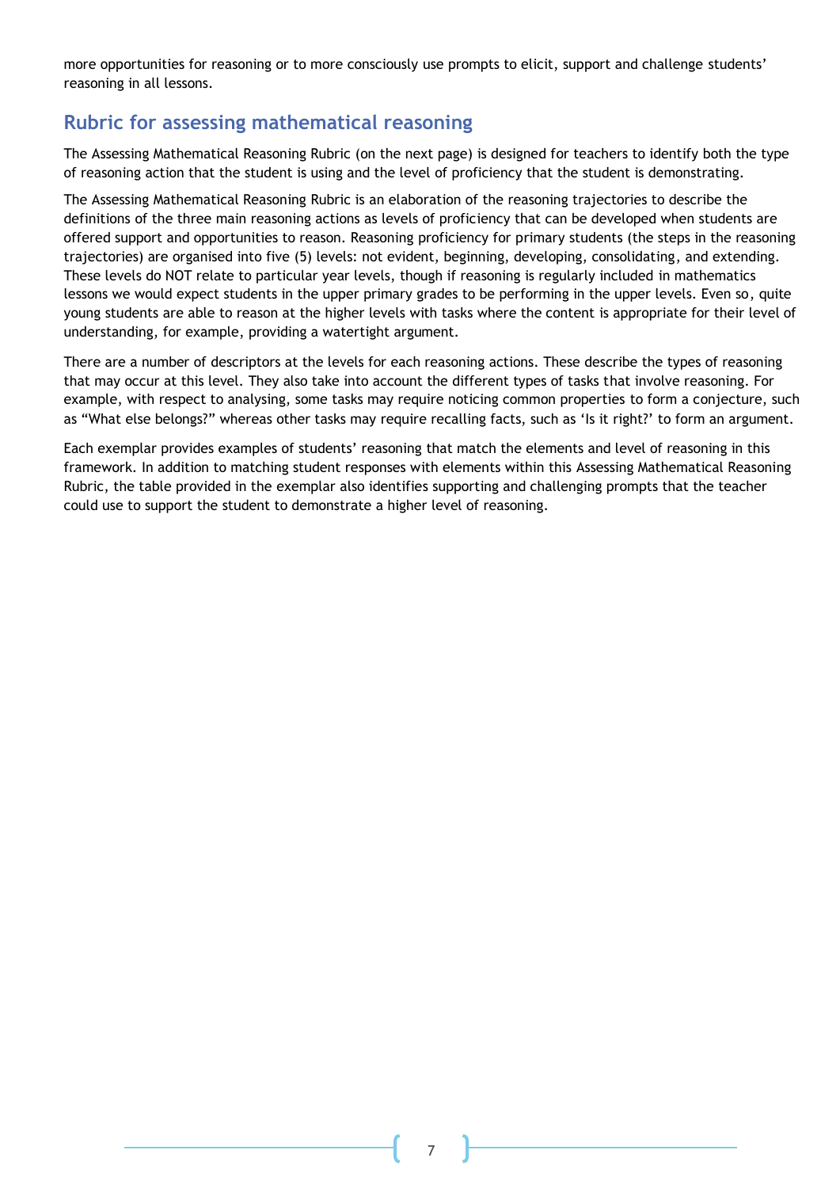more opportunities for reasoning or to more consciously use prompts to elicit, support and challenge students' reasoning in all lessons.

## Rubric for assessing mathematical reasoning

The Assessing Mathematical Reasoning Rubric (on the next page) is designed for teachers to identify both the type of reasoning action that the student is using and the level of proficiency that the student is demonstrating.

The Assessing Mathematical Reasoning Rubric is an elaboration of the reasoning trajectories to describe the definitions of the three main reasoning actions as levels of proficiency that can be developed when students are offered support and opportunities to reason. Reasoning proficiency for primary students (the steps in the reasoning trajectories) are organised into five (5) levels: not evident, beginning, developing, consolidating, and extending. These levels do NOT relate to particular year levels, though if reasoning is regularly included in mathematics lessons we would expect students in the upper primary grades to be performing in the upper levels. Even so, quite young students are able to reason at the higher levels with tasks where the content is appropriate for their level of understanding, for example, providing a watertight argument.

There are a number of descriptors at the levels for each reasoning actions. These describe the types of reasoning that may occur at this level. They also take into account the different types of tasks that involve reasoning. For example, with respect to analysing, some tasks may require noticing common properties to form a conjecture, such as "What else belongs?" whereas other tasks may require recalling facts, such as 'Is it right?' to form an argument.

Each exemplar provides examples of students' reasoning that match the elements and level of reasoning in this framework. In addition to matching student responses with elements within this Assessing Mathematical Reasoning Rubric, the table provided in the exemplar also identifies supporting and challenging prompts that the teacher could use to support the student to demonstrate a higher level of reasoning.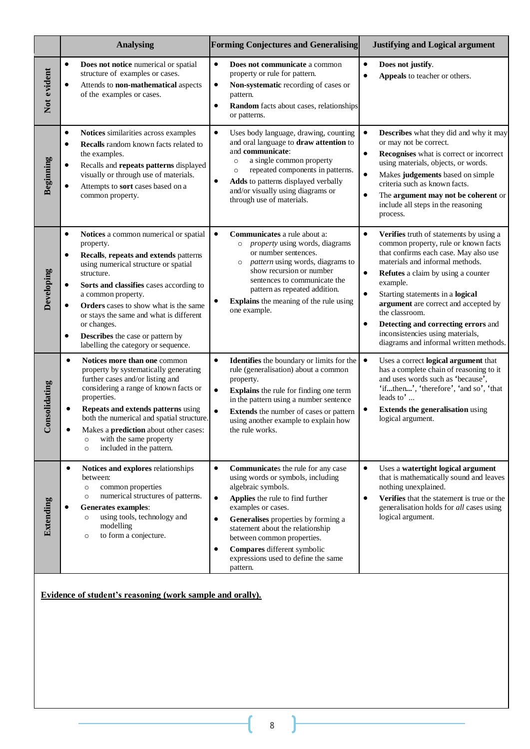| | Analysing | Forming Conjectures and Generalising | Justifying and Logical argument |
|---|---|---|---|
| **Not evident** | • **Does not notice** numerical or spatial structure of examples or cases.<br>• Attends to **non-mathematical** aspects of the examples or cases. | • **Does not communicate** a common property or oral language to rule for pattern.<br>• **Non-systematic** recording of cases or pattern.<br>• **Random** facts about cases, relationships or patterns. | • **Does not justify**.<br>• **Appeals** to teacher or others. |
| **Beginning** | • **Notices** similarities across examples<br>• **Recalls** random known facts related to the examples.<br>• Recalls and **repeats patterns** displayed visually or through use of materials.<br>• Attempts to **sort** cases based on a common property. | • Uses body language, drawing, counting and oral language to **draw attention** to and **communicate**:<br>  ○ a single common property<br>  ○ repeated components in patterns.<br>• **Adds** to patterns displayed verbally and/or visually using diagrams or through use of materials. | • **Describes** what they did and why it may or may not be correct.<br>• **Recognises** what is correct or incorrect using materials, objects, or words.<br>• Makes **judgements** based on simple criteria such as known facts.<br>• The **argument may not be coherent** or include all steps in the reasoning process. |
| **Developing** | • **Notices** a common numerical or spatial property.<br>• **Recalls**, **repeats and extends** patterns using numerical structure or spatial structure.<br>• **Sorts and classifies** cases according to a common property.<br>• **Orders** cases to show what is the same or stays the same and what is different or changes.<br>• **Describes** the case or pattern by labelling the category or sequence. | • **Communicates** a rule about a:<br>  ○ *property* using words, diagrams or number sentences.<br>  ○ *pattern* using words, diagrams to show recursion or number sentences to communicate the pattern as repeated addition.<br>• **Explains** the meaning of the rule using one example. | • **Verifies** truth of statements by using a common property, rule or known facts that confirms each case. May also use materials and informal methods.<br>• **Refutes** a claim by using a counter example.<br>• Starting statements in a **logical argument** are correct and accepted by the classroom.<br>• **Detecting and correcting errors** and inconsistencies using materials, diagrams and informal written methods. |
| **Consolidating** | • **Notices more than one** common property by systematically generating further cases and/or listing and considering a range of known facts or properties.<br>• **Repeats and extends patterns** using both the numerical and spatial structure.<br>• Makes a **prediction** about other cases:<br>  ○ with the same property<br>  ○ included in the pattern. | • **Identifies** the boundary or limits for the rule (generalisation) about a common property.<br>• **Explains** the rule for finding one term in the pattern using a number sentence<br>• **Extends** the number of cases or pattern using another example to explain how the rule works. | • Uses a correct **logical argument** that has a complete chain of reasoning to it and uses words such as '**because**', '**if...then...**', '**therefore**', '**and so**', '**that leads to**' ...<br>• **Extends the generalisation** using logical argument. |
| **Extending** | • **Notices and explores** relationships between:<br>  ○ common properties<br>  ○ numerical structures of patterns.<br>• **Generates examples**:<br>  ○ using tools, technology and modelling<br>  ○ to form a conjecture. | • **Communicates** the rule for any case using words or symbols, including algebraic symbols.<br>• **Applies** the rule to find further examples or cases.<br>• **Generalises** properties by forming a statement about the relationship between common properties.<br>• **Compares** different symbolic expressions used to define the same pattern. | • Uses a **watertight logical argument** that is mathematically sound and leaves nothing unexplained.<br>• **Verifies** that the statement is true or the generalisation holds for *all* cases using logical argument. |

**Evidence of student's reasoning (work sample and orally).**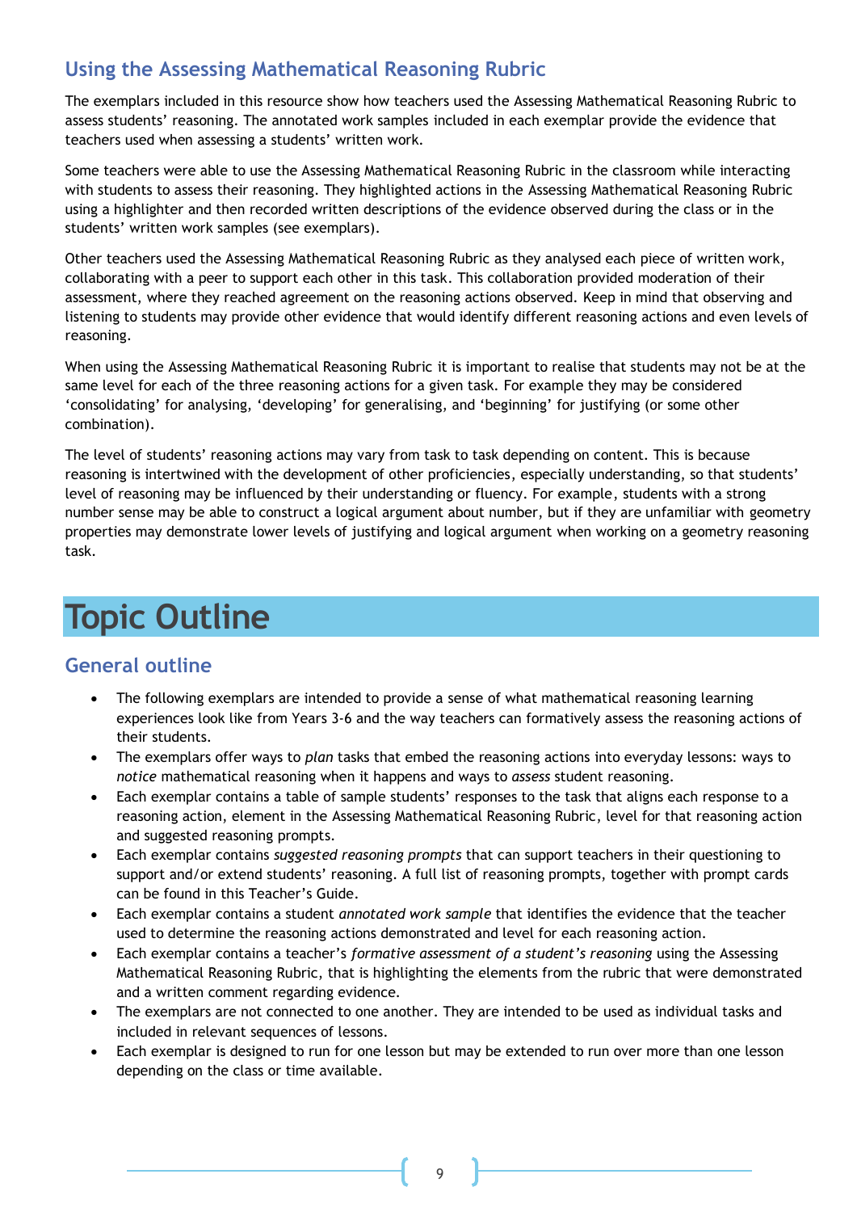## Using the Assessing Mathematical Reasoning Rubric

The exemplars included in this resource show how teachers used the Assessing Mathematical Reasoning Rubric to assess students' reasoning. The annotated work samples included in each exemplar provide the evidence that teachers used when assessing a students' written work.

Some teachers were able to use the Assessing Mathematical Reasoning Rubric in the classroom while interacting with students to assess their reasoning. They highlighted actions in the Assessing Mathematical Reasoning Rubric using a highlighter and then recorded written descriptions of the evidence observed during the class or in the students' written work samples (see exemplars).

Other teachers used the Assessing Mathematical Reasoning Rubric as they analysed each piece of written work, collaborating with a peer to support each other in this task. This collaboration provided moderation of their assessment, where they reached agreement on the reasoning actions observed. Keep in mind that observing and listening to students may provide other evidence that would identify different reasoning actions and even levels of reasoning.

When using the Assessing Mathematical Reasoning Rubric it is important to realise that students may not be at the same level for each of the three reasoning actions for a given task. For example they may be considered 'consolidating' for analysing, 'developing' for generalising, and 'beginning' for justifying (or some other combination).

The level of students' reasoning actions may vary from task to task depending on content. This is because reasoning is intertwined with the development of other proficiencies, especially understanding, so that students' level of reasoning may be influenced by their understanding or fluency. For example, students with a strong number sense may be able to construct a logical argument about number, but if they are unfamiliar with geometry properties may demonstrate lower levels of justifying and logical argument when working on a geometry reasoning task.

# Topic Outline

## General outline

- The following exemplars are intended to provide a sense of what mathematical reasoning learning experiences look like from Years 3-6 and the way teachers can formatively assess the reasoning actions of their students.
- The exemplars offer ways to *plan* tasks that embed the reasoning actions into everyday lessons: ways to *notice* mathematical reasoning when it happens and ways to *assess* student reasoning.
- Each exemplar contains a table of sample students' responses to the task that aligns each response to a reasoning action, element in the Assessing Mathematical Reasoning Rubric, level for that reasoning action and suggested reasoning prompts.
- Each exemplar contains *suggested reasoning prompts* that can support teachers in their questioning to support and/or extend students' reasoning. A full list of reasoning prompts, together with prompt cards can be found in this Teacher's Guide.
- Each exemplar contains a student *annotated work sample* that identifies the evidence that the teacher used to determine the reasoning actions demonstrated and level for each reasoning action.
- Each exemplar contains a teacher's *formative assessment of a student's reasoning* using the Assessing Mathematical Reasoning Rubric, that is highlighting the elements from the rubric that were demonstrated and a written comment regarding evidence.
- The exemplars are not connected to one another. They are intended to be used as individual tasks and included in relevant sequences of lessons.
- Each exemplar is designed to run for one lesson but may be extended to run over more than one lesson depending on the class or time available.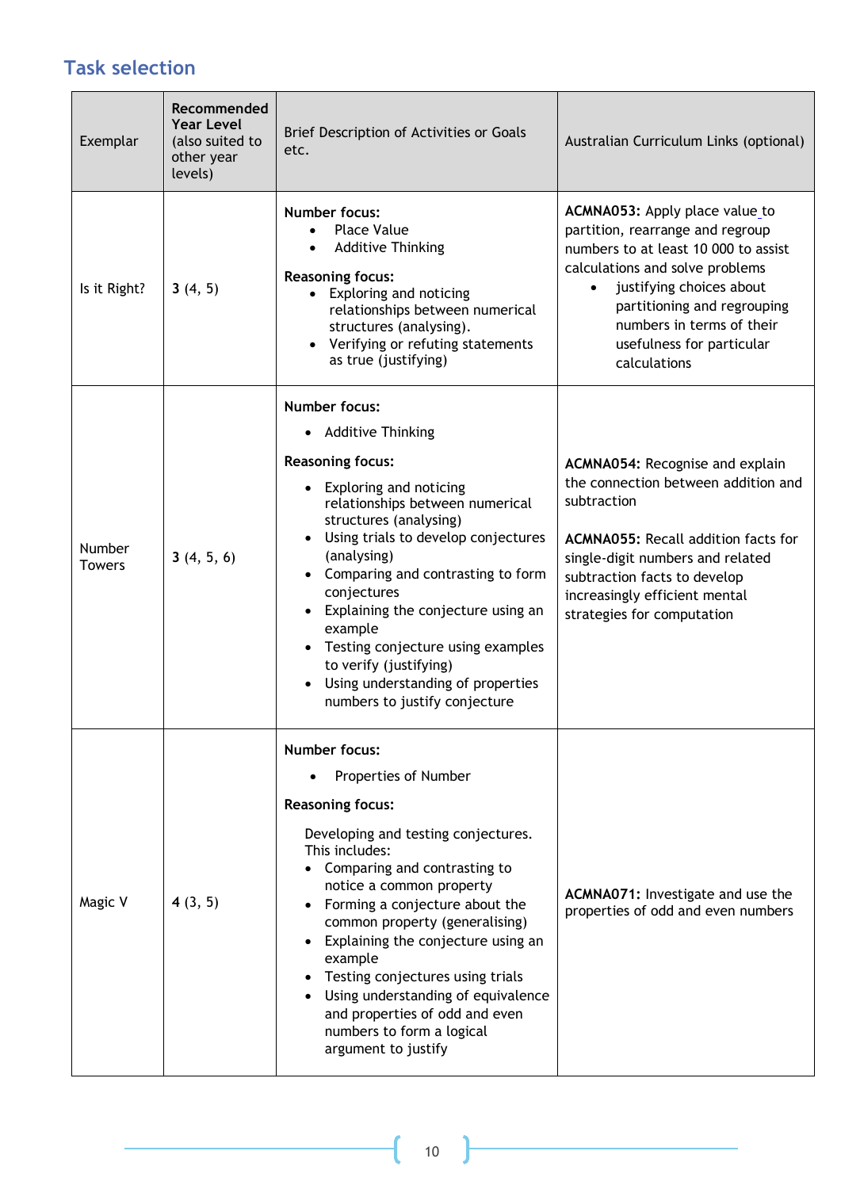## Task selection

| Exemplar | Recommended Year Level (also suited to other year levels) | Brief Description of Activities or Goals etc. | Australian Curriculum Links (optional) |
|---|---|---|---|
| Is it Right? | 3 (4, 5) | **Number focus:**<br>• Place Value<br>• Additive Thinking<br><br>**Reasoning focus:**<br>• Exploring and noticing relationships between numerical structures (analysing).<br>• Verifying or refuting statements as true (justifying) | **ACMNA053:** Apply place value to partition, rearrange and regroup numbers to at least 10 000 to assist calculations and solve problems<br>• justifying choices about partitioning and regrouping numbers in terms of their usefulness for particular calculations |
| Number Towers | 3 (4, 5, 6) | **Number focus:**<br>• Additive Thinking<br><br>**Reasoning focus:**<br>• Exploring and noticing relationships between numerical structures (analysing)<br>• Using trials to develop conjectures (analysing)<br>• Comparing and contrasting to form conjectures<br>• Explaining the conjecture using an example<br>• Testing conjecture using examples to verify (justifying)<br>• Using understanding of properties numbers to justify conjecture | **ACMNA054:** Recognise and explain the connection between addition and subtraction<br><br>**ACMNA055:** Recall addition facts for single-digit numbers and related subtraction facts to develop increasingly efficient mental strategies for computation |
| Magic V | 4 (3, 5) | **Number focus:**<br>• Properties of Number<br><br>**Reasoning focus:**<br>Developing and testing conjectures. This includes:<br>• Comparing and contrasting to notice a common property<br>• Forming a conjecture about the common property (generalising)<br>• Explaining the conjecture using an example<br>• Testing conjectures using trials<br>• Using understanding of equivalence and properties of odd and even numbers to form a logical argument to justify | **ACMNA071:** Investigate and use the properties of odd and even numbers |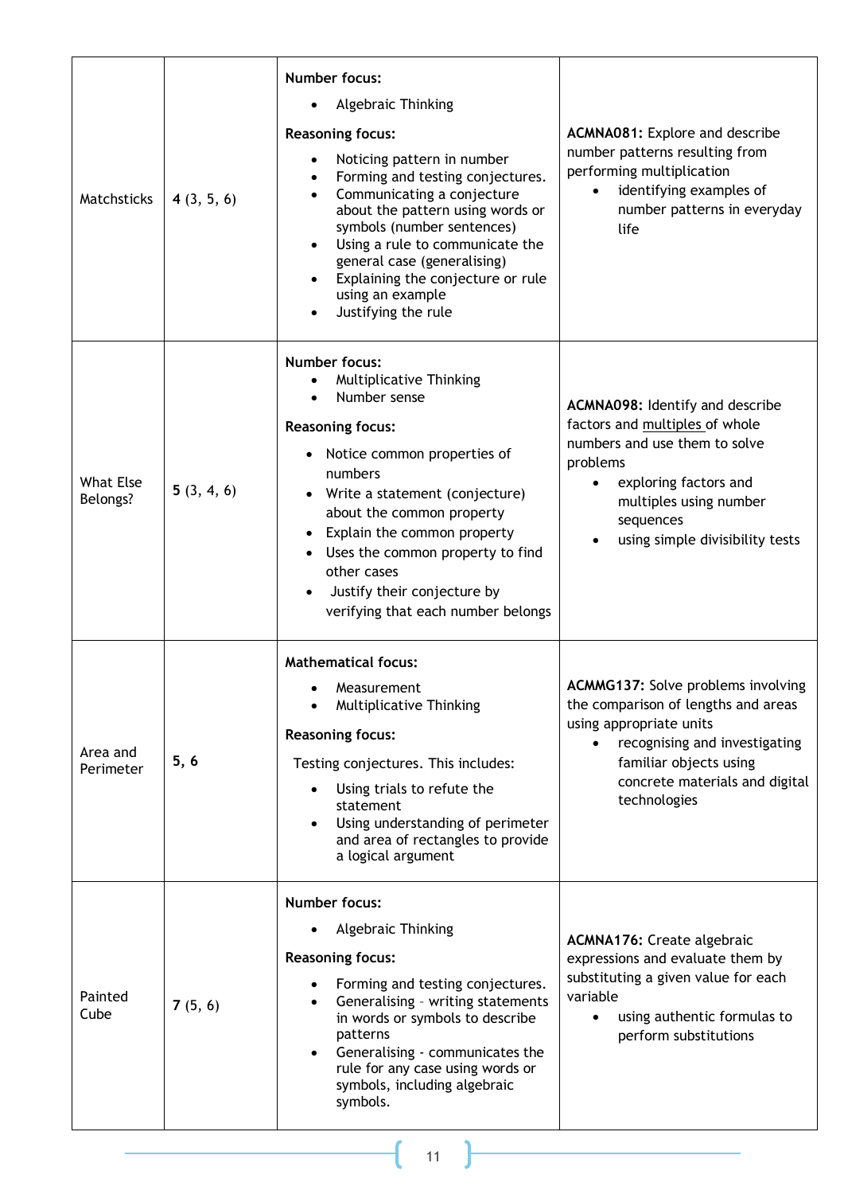| | | | |
|---|---|---|---|
| Matchsticks | 4 (3, 5, 6) | **Number focus:**<br>• Algebraic Thinking<br>**Reasoning focus:**<br>• Noticing pattern in number<br>• Forming and testing conjectures.<br>• Communicating a conjecture about the pattern using words or symbols (number sentences)<br>• Using a rule to communicate the general case (generalising)<br>• Explaining the conjecture or rule using an example<br>• Justifying the rule | **ACMNA081:** Explore and describe number patterns resulting from performing multiplication<br>• identifying examples of number patterns in everyday life |
| What Else Belongs? | **5** (3, 4, 6) | **Number focus:**<br>• Multiplicative Thinking<br>• Number sense<br>**Reasoning focus:**<br>• Notice common properties of numbers<br>• Write a statement (conjecture) about the common property<br>• Explain the common property<br>• Uses the common property to find other cases<br>• Justify their conjecture by verifying that each number belongs | **ACMNA098:** Identify and describe factors and multiples of whole numbers and use them to solve problems<br>• exploring factors and multiples using number sequences<br>• using simple divisibility tests |
| Area and Perimeter | **5, 6** | **Mathematical focus:**<br>• Measurement<br>• Multiplicative Thinking<br>**Reasoning focus:**<br>Testing conjectures. This includes:<br>• Using trials to refute the statement<br>• Using understanding of perimeter and area of rectangles to provide a logical argument | **ACMMG137:** Solve problems involving the comparison of lengths and areas using appropriate units<br>• recognising and investigating familiar objects using concrete materials and digital technologies |
| Painted Cube | **7** (5, 6) | **Number focus:**<br>• Algebraic Thinking<br>**Reasoning focus:**<br>• Forming and testing conjectures.<br>• Generalising - writing statements in words or symbols to describe patterns<br>• Generalising - communicates the rule for any case using words or symbols, including algebraic symbols. | **ACMNA176:** Create algebraic expressions and evaluate them by substituting a given value for each variable<br>• using authentic formulas to perform substitutions |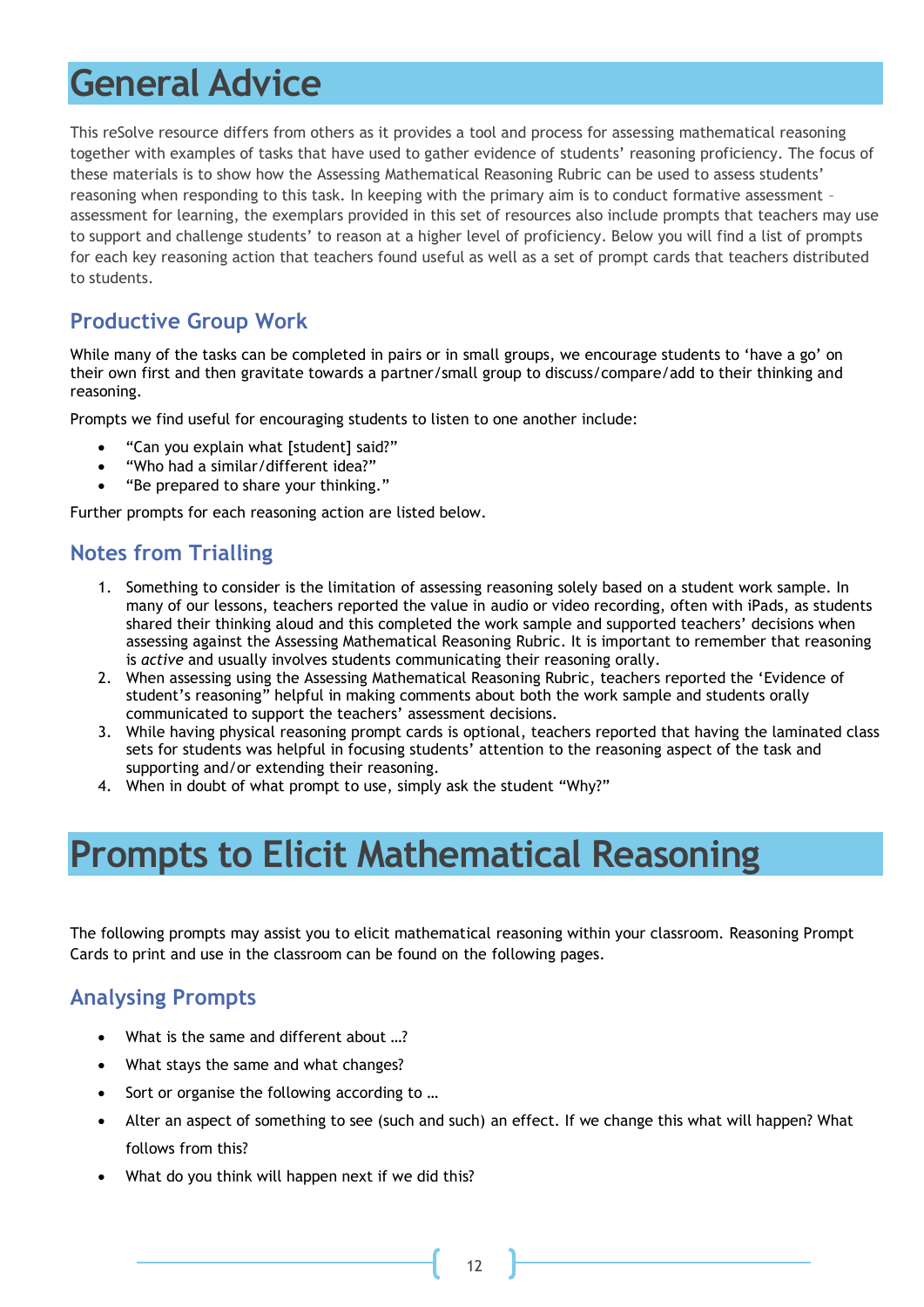# General Advice

This reSolve resource differs from others as it provides a tool and process for assessing mathematical reasoning together with examples of tasks that have used to gather evidence of students' reasoning proficiency. The focus of these materials is to show how the Assessing Mathematical Reasoning Rubric can be used to assess students' reasoning when responding to this task. In keeping with the primary aim is to conduct formative assessment – assessment for learning, the exemplars provided in this set of resources also include prompts that teachers may use to support and challenge students' to reason at a higher level of proficiency. Below you will find a list of prompts for each key reasoning action that teachers found useful as well as a set of prompt cards that teachers distributed to students.

## Productive Group Work

While many of the tasks can be completed in pairs or in small groups, we encourage students to 'have a go' on their own first and then gravitate towards a partner/small group to discuss/compare/add to their thinking and reasoning.

Prompts we find useful for encouraging students to listen to one another include:

- "Can you explain what [student] said?"
- "Who had a similar/different idea?"
- "Be prepared to share your thinking."

Further prompts for each reasoning action are listed below.

## Notes from Trialling

1. Something to consider is the limitation of assessing reasoning solely based on a student work sample. In many of our lessons, teachers reported the value in audio or video recording, often with iPads, as students shared their thinking aloud and this completed the work sample and supported teachers' decisions when assessing against the Assessing Mathematical Reasoning Rubric. It is important to remember that reasoning is *active* and usually involves students communicating their reasoning orally.
2. When assessing using the Assessing Mathematical Reasoning Rubric, teachers reported the 'Evidence of student's reasoning" helpful in making comments about both the work sample and students orally communicated to support the teachers' assessment decisions.
3. While having physical reasoning prompt cards is optional, teachers reported that having the laminated class sets for students was helpful in focusing students' attention to the reasoning aspect of the task and supporting and/or extending their reasoning.
4. When in doubt of what prompt to use, simply ask the student "Why?"

# Prompts to Elicit Mathematical Reasoning

The following prompts may assist you to elicit mathematical reasoning within your classroom. Reasoning Prompt Cards to print and use in the classroom can be found on the following pages.

## Analysing Prompts

- What is the same and different about …?
- What stays the same and what changes?
- Sort or organise the following according to …
- Alter an aspect of something to see (such and such) an effect. If we change this what will happen? What follows from this?
- What do you think will happen next if we did this?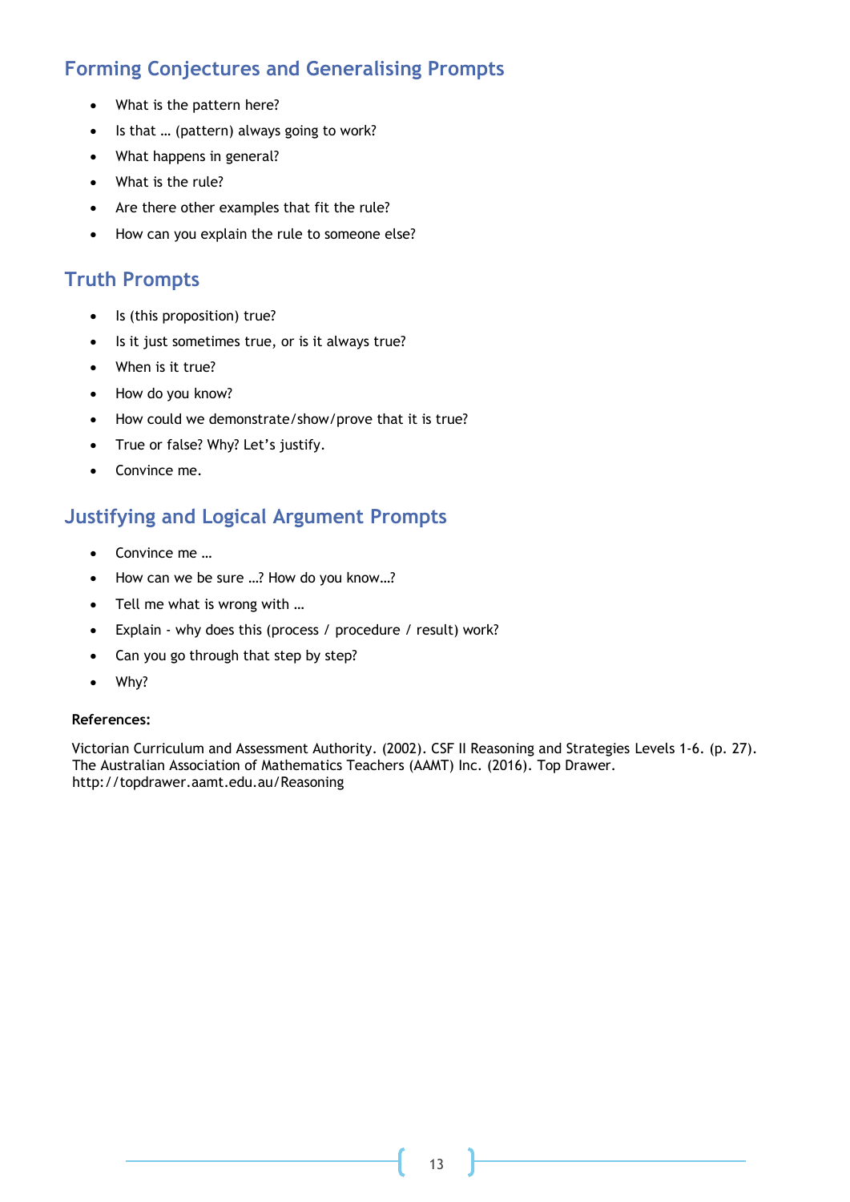## Forming Conjectures and Generalising Prompts

- What is the pattern here?
- Is that … (pattern) always going to work?
- What happens in general?
- What is the rule?
- Are there other examples that fit the rule?
- How can you explain the rule to someone else?

## Truth Prompts

- Is (this proposition) true?
- Is it just sometimes true, or is it always true?
- When is it true?
- How do you know?
- How could we demonstrate/show/prove that it is true?
- True or false? Why? Let's justify.
- Convince me.

## Justifying and Logical Argument Prompts

- Convince me …
- How can we be sure …? How do you know…?
- Tell me what is wrong with …
- Explain - why does this (process / procedure / result) work?
- Can you go through that step by step?
- Why?

**References:**

Victorian Curriculum and Assessment Authority. (2002). CSF II Reasoning and Strategies Levels 1-6. (p. 27).
The Australian Association of Mathematics Teachers (AAMT) Inc. (2016). Top Drawer.
http://topdrawer.aamt.edu.au/Reasoning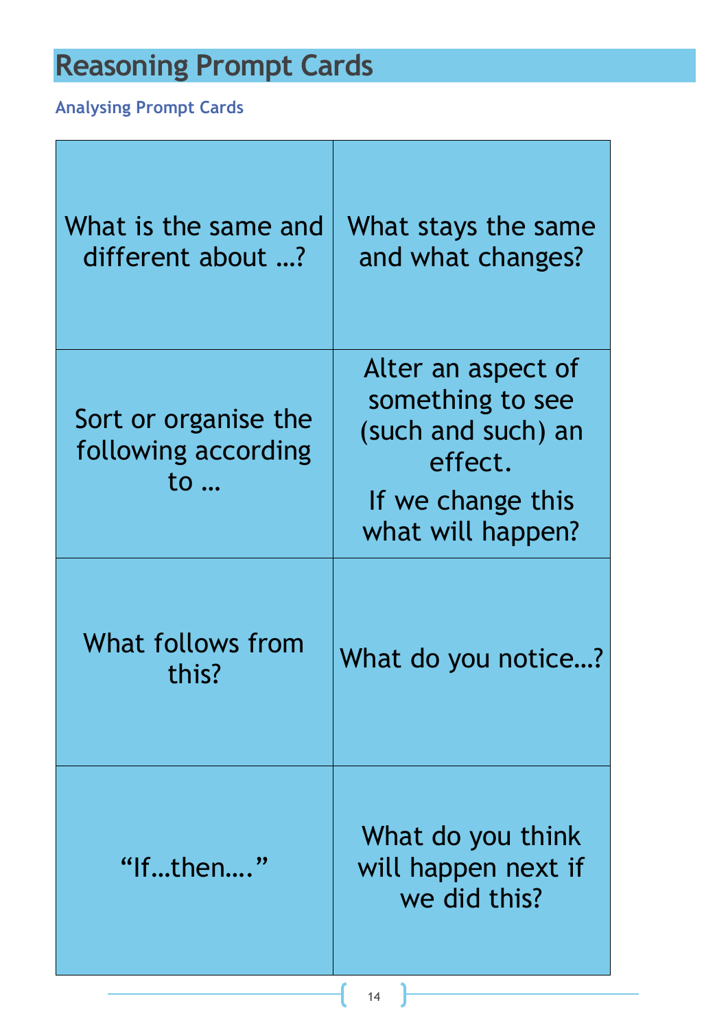# Reasoning Prompt Cards

### Analysing Prompt Cards

| | |
|---|---|
| What is the same and different about …? | What stays the same and what changes? |
| Sort or organise the following according to … | Alter an aspect of something to see (such and such) an effect.<br>If we change this what will happen? |
| What follows from this? | What do you notice…? |
| "If…then…." | What do you think will happen next if we did this? |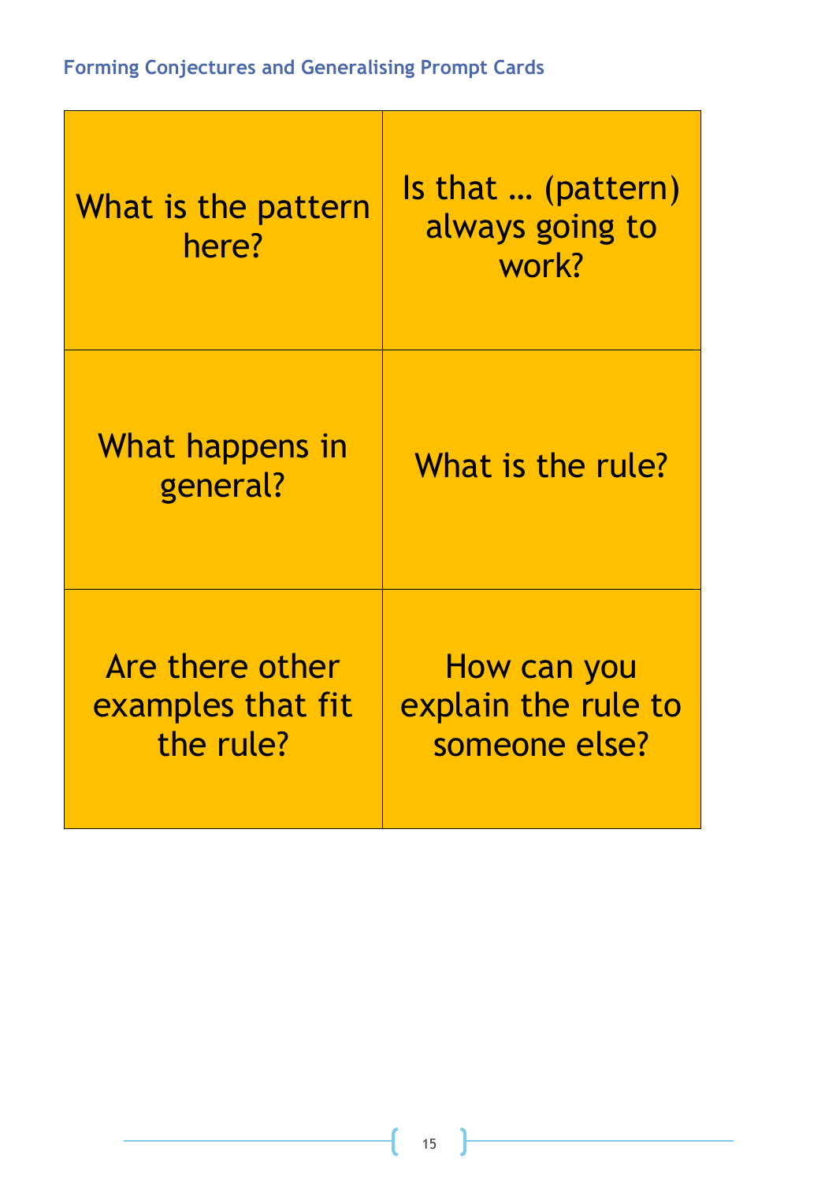### Forming Conjectures and Generalising Prompt Cards

| | |
|---|---|
| What is the pattern here? | Is that … (pattern) always going to work? |
| What happens in general? | What is the rule? |
| Are there other examples that fit the rule? | How can you explain the rule to someone else? |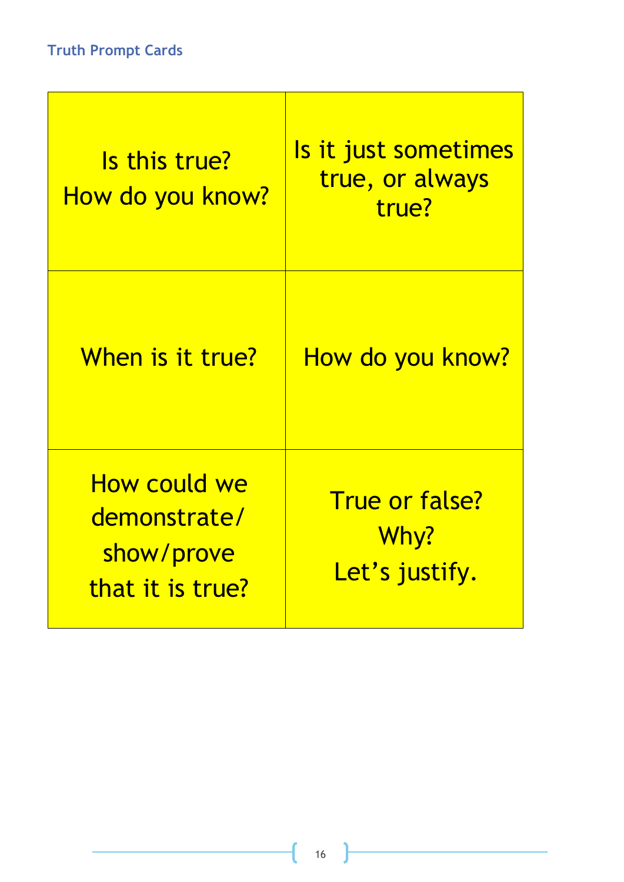## Truth Prompt Cards

| | |
|---|---|
| Is this true? How do you know? | Is it just sometimes true, or always true? |
| When is it true? | How do you know? |
| How could we demonstrate/ show/prove that it is true? | True or false? Why? Let's justify. |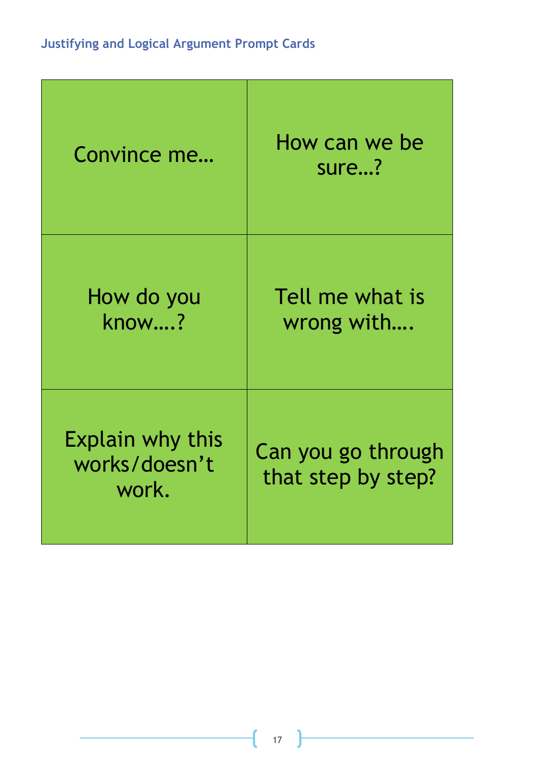## Justifying and Logical Argument Prompt Cards

| | |
|---|---|
| Convince me… | How can we be sure…? |
| How do you know….? | Tell me what is wrong with…. |
| Explain why this works/doesn't work. | Can you go through that step by step? |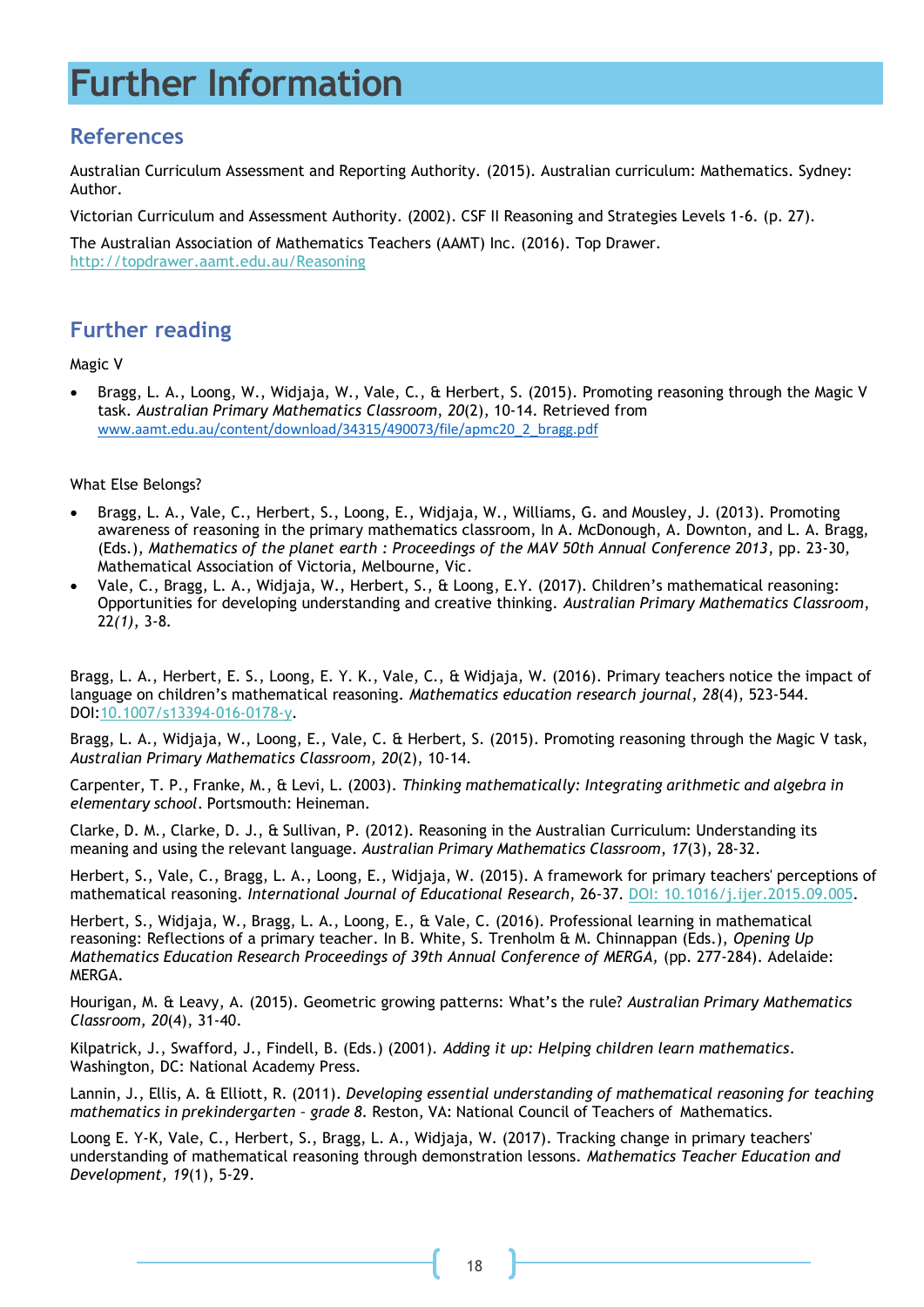# Further Information

## References

Australian Curriculum Assessment and Reporting Authority. (2015). Australian curriculum: Mathematics. Sydney: Author.

Victorian Curriculum and Assessment Authority. (2002). CSF II Reasoning and Strategies Levels 1-6. (p. 27).

The Australian Association of Mathematics Teachers (AAMT) Inc. (2016). Top Drawer. http://topdrawer.aamt.edu.au/Reasoning

## Further reading

Magic V

- Bragg, L. A., Loong, W., Widjaja, W., Vale, C., & Herbert, S. (2015). Promoting reasoning through the Magic V task. *Australian Primary Mathematics Classroom*, *20*(2), 10-14. Retrieved from www.aamt.edu.au/content/download/34315/490073/file/apmc20_2_bragg.pdf

What Else Belongs?

- Bragg, L. A., Vale, C., Herbert, S., Loong, E., Widjaja, W., Williams, G. and Mousley, J. (2013). Promoting awareness of reasoning in the primary mathematics classroom, In A. McDonough, A. Downton, and L. A. Bragg, (Eds.), *Mathematics of the planet earth : Proceedings of the MAV 50th Annual Conference 2013*, pp. 23-30, Mathematical Association of Victoria, Melbourne, Vic.
- Vale, C., Bragg, L. A., Widjaja, W., Herbert, S., & Loong, E.Y. (2017). Children's mathematical reasoning: Opportunities for developing understanding and creative thinking. *Australian Primary Mathematics Classroom*, 22*(1)*, 3-8.

Bragg, L. A., Herbert, E. S., Loong, E. Y. K., Vale, C., & Widjaja, W. (2016). Primary teachers notice the impact of language on children's mathematical reasoning. *Mathematics education research journal*, *28*(4), 523-544. DOI:10.1007/s13394-016-0178-y.

Bragg, L. A., Widjaja, W., Loong, E., Vale, C. & Herbert, S. (2015). Promoting reasoning through the Magic V task, *Australian Primary Mathematics Classroom, 20*(2), 10-14.

Carpenter, T. P., Franke, M., & Levi, L. (2003). *Thinking mathematically: Integrating arithmetic and algebra in elementary school*. Portsmouth: Heineman.

Clarke, D. M., Clarke, D. J., & Sullivan, P. (2012). Reasoning in the Australian Curriculum: Understanding its meaning and using the relevant language. *Australian Primary Mathematics Classroom*, *17*(3), 28-32.

Herbert, S., Vale, C., Bragg, L. A., Loong, E., Widjaja, W. (2015). A framework for primary teachers' perceptions of mathematical reasoning. *International Journal of Educational Research*, 26-37. DOI: 10.1016/j.ijer.2015.09.005.

Herbert, S., Widjaja, W., Bragg, L. A., Loong, E., & Vale, C. (2016). Professional learning in mathematical reasoning: Reflections of a primary teacher. In B. White, S. Trenholm & M. Chinnappan (Eds.), *Opening Up Mathematics Education Research Proceedings of 39th Annual Conference of MERGA,* (pp. 277-284). Adelaide: MERGA.

Hourigan, M. & Leavy, A. (2015). Geometric growing patterns: What's the rule? *Australian Primary Mathematics Classroom, 20*(4), 31-40.

Kilpatrick, J., Swafford, J., Findell, B. (Eds.) (2001). *Adding it up: Helping children learn mathematics*. Washington, DC: National Academy Press.

Lannin, J., Ellis, A. & Elliott, R. (2011). *Developing essential understanding of mathematical reasoning for teaching mathematics in prekindergarten – grade 8*. Reston, VA: National Council of Teachers of Mathematics.

Loong E. Y-K, Vale, C., Herbert, S., Bragg, L. A., Widjaja, W. (2017). Tracking change in primary teachers' understanding of mathematical reasoning through demonstration lessons. *Mathematics Teacher Education and Development, 19*(1), 5-29.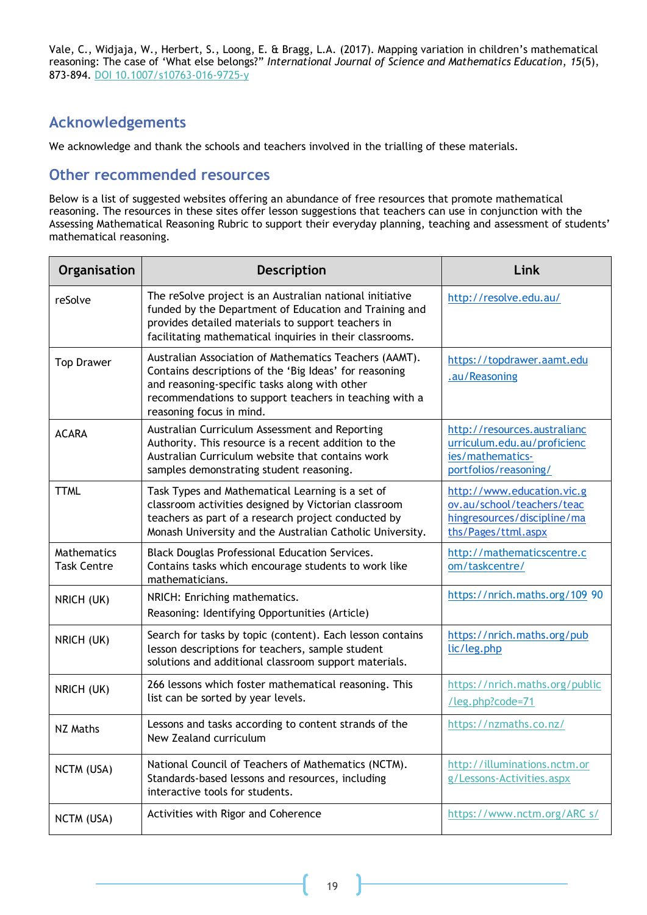Vale, C., Widjaja, W., Herbert, S., Loong, E. & Bragg, L.A. (2017). Mapping variation in children's mathematical reasoning: The case of 'What else belongs?" *International Journal of Science and Mathematics Education*, *15*(5), 873-894. DOI 10.1007/s10763-016-9725-y

## Acknowledgements

We acknowledge and thank the schools and teachers involved in the trialling of these materials.

## Other recommended resources

Below is a list of suggested websites offering an abundance of free resources that promote mathematical reasoning. The resources in these sites offer lesson suggestions that teachers can use in conjunction with the Assessing Mathematical Reasoning Rubric to support their everyday planning, teaching and assessment of students' mathematical reasoning.

| Organisation | Description | Link |
|---|---|---|
| reSolve | The reSolve project is an Australian national initiative funded by the Department of Education and Training and provides detailed materials to support teachers in facilitating mathematical inquiries in their classrooms. | http://resolve.edu.au/ |
| Top Drawer | Australian Association of Mathematics Teachers (AAMT). Contains descriptions of the 'Big Ideas' for reasoning and reasoning-specific tasks along with other recommendations to support teachers in teaching with a reasoning focus in mind. | https://topdrawer.aamt.edu.au/Reasoning |
| ACARA | Australian Curriculum Assessment and Reporting Authority. This resource is a recent addition to the Australian Curriculum website that contains work samples demonstrating student reasoning. | http://resources.australiancurriculum.edu.au/proficiencies/mathematics-portfolios/reasoning/ |
| TTML | Task Types and Mathematical Learning is a set of classroom activities designed by Victorian classroom teachers as part of a research project conducted by Monash University and the Australian Catholic University. | http://www.education.vic.gov.au/school/teachers/teachingresources/discipline/maths/Pages/ttml.aspx |
| Mathematics Task Centre | Black Douglas Professional Education Services. Contains tasks which encourage students to work like mathematicians. | http://mathematicscentre.com/taskcentre/ |
| NRICH (UK) | NRICH: Enriching mathematics.<br>Reasoning: Identifying Opportunities (Article) | https://nrich.maths.org/109 90 |
| NRICH (UK) | Search for tasks by topic (content). Each lesson contains lesson descriptions for teachers, sample student solutions and additional classroom support materials. | https://nrich.maths.org/public/leg.php |
| NRICH (UK) | 266 lessons which foster mathematical reasoning. This list can be sorted by year levels. | https://nrich.maths.org/public/leg.php?code=71 |
| NZ Maths | Lessons and tasks according to content strands of the New Zealand curriculum | https://nzmaths.co.nz/ |
| NCTM (USA) | National Council of Teachers of Mathematics (NCTM). Standards-based lessons and resources, including interactive tools for students. | http://illuminations.nctm.org/Lessons-Activities.aspx |
| NCTM (USA) | Activities with Rigor and Coherence | https://www.nctm.org/ARC s/ |